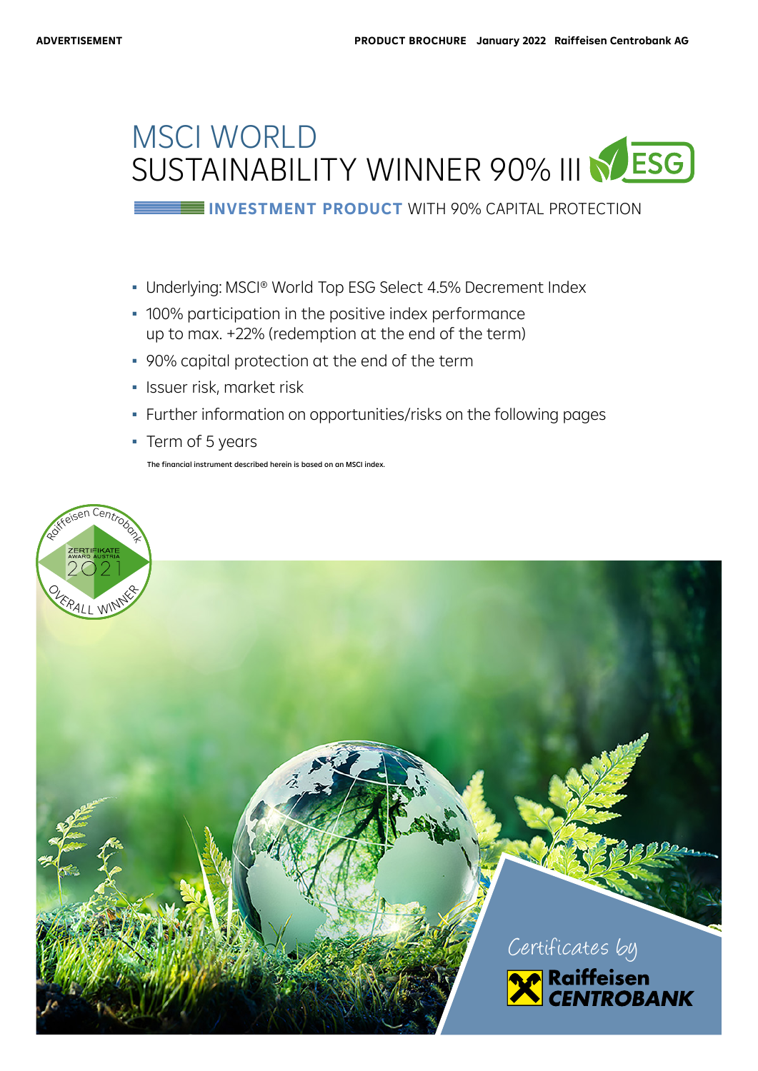ADVERTISEMENT

PRODUCT BROCHURE January 2022 Raiffeisen Centrobank AG

# MSCI WORLD SUSTAINABILITY WINNER 90% III ESG

**INVESTMENT PRODUCT** WITH 90% CAPITAL PROTECTION

- Underlying: MSCI® World Top ESG Select 4.5% Decrement Index
- 100% participation in the positive index performance up to max. +22% (redemption at the end of the term)
- 90% capital protection at the end of the term
- Issuer risk, market risk
- Further information on opportunities/risks on the following pages
- Term of 5 years

The financial instrument described herein is based on an MSCI index.

Raiffeisen Centrobank ZERTIFIKATE AWARD AUSTRIA 2021 OVERALL WINNER

Certificates by Raiffeisen CENTROBANK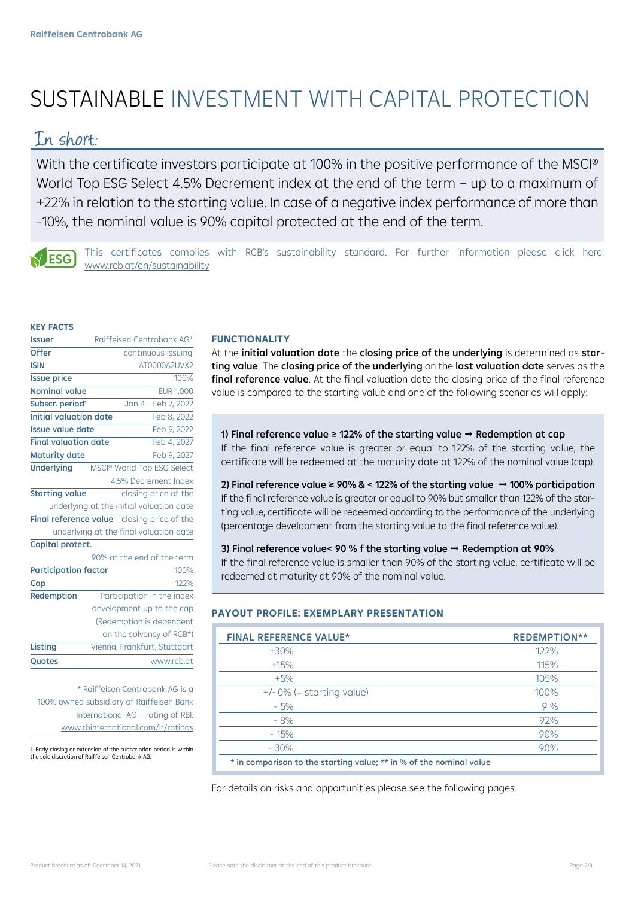# SUSTAINABLE INVESTMENT WITH CAPITAL PROTECTION

## In short:

With the certificate investors participate at 100% in the positive performance of the MSCI® World Top ESG Select 4.5% Decrement index at the end of the term – up to a maximum of +22% in relation to the starting value. In case of a negative index performance of more than -10%, the nominal value is 90% capital protected at the end of the term.

ESG This certificates complies with RCB's sustainability standard. For further information please click here: www.rcb.at/en/sustainability

### KEY FACTS

| | |
|---|---|
| **Issuer** | Raiffeisen Centrobank AG* |
| **Offer** | continuous issuing |
| **ISIN** | AT0000A2UVX2 |
| **Issue price** | 100% |
| **Nominal value** | EUR 1,000 |
| **Subscr. period**[1] | Jan 4 - Feb 7, 2022 |
| **Initial valuation date** | Feb 8, 2022 |
| **Issue value date** | Feb 9, 2022 |
| **Final valuation date** | Feb 4, 2027 |
| **Maturity date** | Feb 9, 2027 |
| **Underlying** | MSCI® World Top ESG Select 4.5% Decrement Index |
| **Starting value** | closing price of the underlying at the initial valuation date |
| **Final reference value** | closing price of the underlying at the final valuation date |
| **Capital protect.** | 90% at the end of the term |
| **Participation factor** | 100% |
| **Cap** | 122% |
| **Redemption** | Participation in the index development up to the cap (Redemption is dependent on the solvency of RCB*) |
| **Listing** | Vienna, Frankfurt, Stuttgart |
| **Quotes** | www.rcb.at |

\* Raiffeisen Centrobank AG is a 100% owned subsidiary of Raiffeisen Bank International AG – rating of RBI: www.rbinternational.com/ir/ratings

1 Early closing or extension of the subscription period is within the sole discretion of Raiffeisen Centrobank AG.

### FUNCTIONALITY

At the **initial valuation date** the **closing price of the underlying** is determined as **starting value**. The **closing price of the underlying** on the **last valuation date** serves as the **final reference value**. At the final valuation date the closing price of the final reference value is compared to the starting value and one of the following scenarios will apply:

**1) Final reference value ≥ 122% of the starting value ➞ Redemption at cap**
If the final reference value is greater or equal to 122% of the starting value, the certificate will be redeemed at the maturity date at 122% of the nominal value (cap).

**2) Final reference value ≥ 90% & < 122% of the starting value ➞ 100% participation**
If the final reference value is greater or equal to 90% but smaller than 122% of the starting value, certificate will be redeemed according to the performance of the underlying (percentage development from the starting value to the final reference value).

**3) Final reference value< 90 % f the starting value ➞ Redemption at 90%**
If the final reference value is smaller than 90% of the starting value, certificate will be redeemed at maturity at 90% of the nominal value.

### PAYOUT PROFILE: EXEMPLARY PRESENTATION

| FINAL REFERENCE VALUE* | REDEMPTION** |
|---|---|
| +30% | 122% |
| +15% | 115% |
| +5% | 105% |
| +/- 0% (= starting value) | 100% |
| - 5% | 9 % |
| - 8% | 92% |
| - 15% | 90% |
| - 30% | 90% |

**\* in comparison to the starting value; \*\* in % of the nominal value**

For details on risks and opportunities please see the following pages.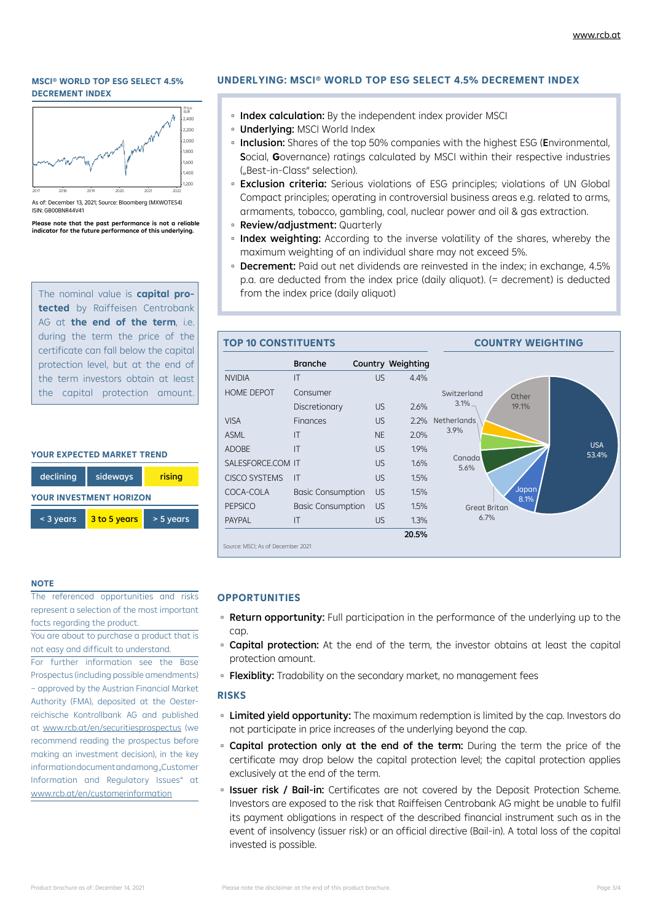## MSCI® WORLD TOP ESG SELECT 4.5% DECREMENT INDEX

As of: December 13, 2021; Source: Bloomberg (MXWOTES4)
ISIN: GB00BNR44V41

**Please note that the past performance is not a reliable indicator for the future performance of this underlying.**

The nominal value is **capital protected** by Raiffeisen Centrobank AG at **the end of the term**, i.e. during the term the price of the certificate can fall below the capital protection level, but at the end of the term investors obtain at least the capital protection amount.

### YOUR EXPECTED MARKET TREND

| declining | sideways | **rising** |
|---|---|---|

### YOUR INVESTMENT HORIZON

| < 3 years | **3 to 5 years** | > 5 years |
|---|---|---|

### NOTE

The referenced opportunities and risks represent a selection of the most important facts regarding the product.

You are about to purchase a product that is not easy and difficult to understand.

For further information see the Base Prospectus (including possible amendments) – approved by the Austrian Financial Market Authority (FMA), deposited at the Oesterreichische Kontrollbank AG and published at www.rcb.at/en/securitiesprospectus (we recommend reading the prospectus before making an investment decision), in the key information document and among „Customer Information and Regulatory Issues" at www.rcb.at/en/customerinformation

## UNDERLYING: MSCI® WORLD TOP ESG SELECT 4.5% DECREMENT INDEX

- **Index calculation:** By the independent index provider MSCI
- **Underlying:** MSCI World Index
- **Inclusion:** Shares of the top 50% companies with the highest ESG (**E**nvironmental, **S**ocial, **G**overnance) ratings calculated by MSCI within their respective industries („Best-in-Class" selection).
- **Exclusion criteria:** Serious violations of ESG principles; violations of UN Global Compact principles; operating in controversial business areas e.g. related to arms, armaments, tobacco, gambling, coal, nuclear power and oil & gas extraction.
- **Review/adjustment:** Quarterly
- **Index weighting:** According to the inverse volatility of the shares, whereby the maximum weighting of an individual share may not exceed 5%.
- **Decrement:** Paid out net dividends are reinvested in the index; in exchange, 4.5% p.a. are deducted from the index price (daily aliquot). (= decrement) is deducted from the index price (daily aliquot)

### TOP 10 CONSTITUENTS

| | Branche | Country | Weighting |
|---|---|---|---|
| NVIDIA | IT | US | 4.4% |
| HOME DEPOT | Consumer Discretionary | US | 2.6% |
| VISA | Finances | US | 2.2% |
| ASML | IT | NE | 2.0% |
| ADOBE | IT | US | 1.9% |
| SALESFORCE.COM | IT | US | 1.6% |
| CISCO SYSTEMS | IT | US | 1.5% |
| COCA-COLA | Basic Consumption | US | 1.5% |
| PEPSICO | Basic Consumption | US | 1.5% |
| PAYPAL | IT | US | 1.3% |
| | | | **20.5%** |

### COUNTRY WEIGHTING

| Country | Weighting |
|---|---|
| USA | 53.4% |
| Japan | 8.1% |
| Great Britan | 6.7% |
| Canada | 5.6% |
| Netherlands | 3.9% |
| Switzerland | 3.1% |
| Other | 19.1% |

Source: MSCI; As of December 2021

### OPPORTUNITIES

- **Return opportunity:** Full participation in the performance of the underlying up to the cap.
- **Capital protection:** At the end of the term, the investor obtains at least the capital protection amount.
- **Flexiblity:** Tradability on the secondary market, no management fees

### RISKS

- **Limited yield opportunity:** The maximum redemption is limited by the cap. Investors do not participate in price increases of the underlying beyond the cap.
- **Capital protection only at the end of the term:** During the term the price of the certificate may drop below the capital protection level; the capital protection applies exclusively at the end of the term.
- **Issuer risk / Bail-in:** Certificates are not covered by the Deposit Protection Scheme. Investors are exposed to the risk that Raiffeisen Centrobank AG might be unable to fulfil its payment obligations in respect of the described financial instrument such as in the event of insolvency (issuer risk) or an official directive (Bail-in). A total loss of the capital invested is possible.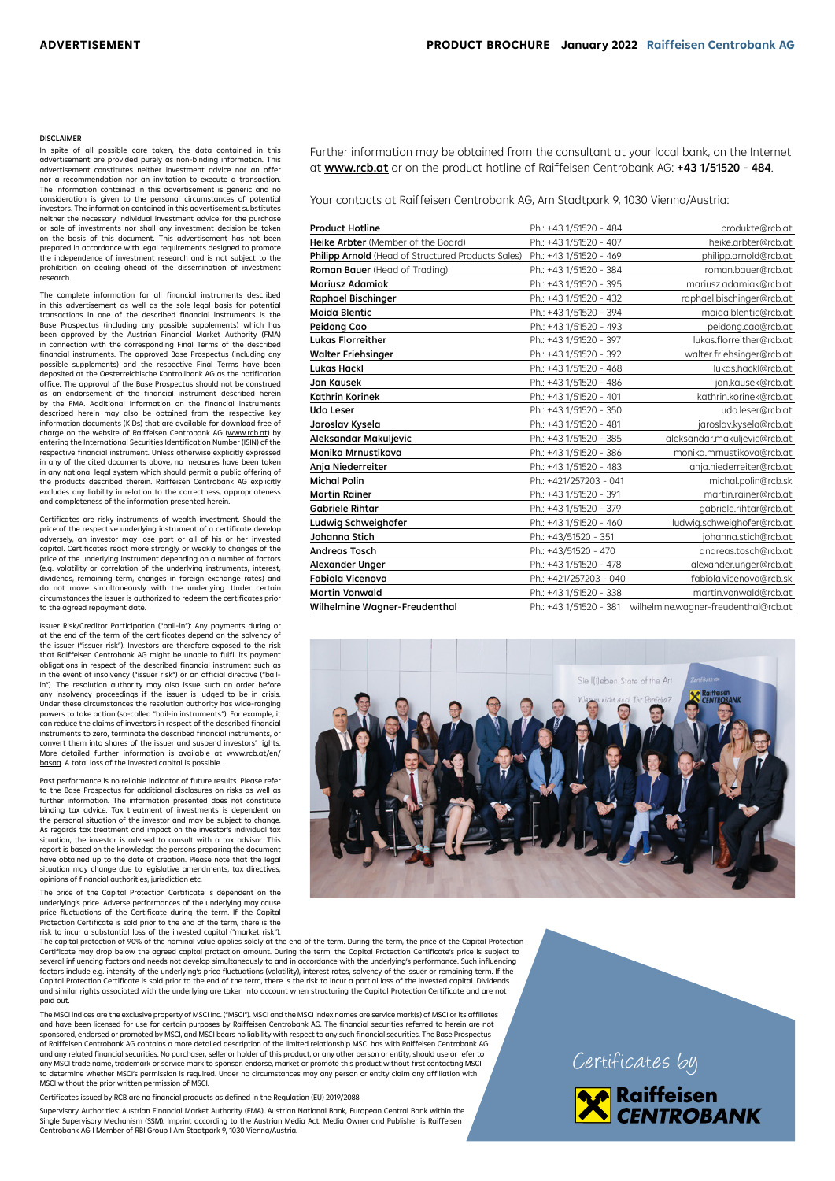**ADVERTISEMENT** | **PRODUCT BROCHURE January 2022 Raiffeisen Centrobank AG**

Further information may be obtained from the consultant at your local bank, on the Internet at **www.rcb.at** or on the product hotline of Raiffeisen Centrobank AG: **+43 1/51520 - 484**.

Your contacts at Raiffeisen Centrobank AG, Am Stadtpark 9, 1030 Vienna/Austria:

| | | |
|---|---|---|
| **Product Hotline** | Ph.: +43 1/51520 - 484 | produkte@rcb.at |
| **Heike Arbter** (Member of the Board) | Ph.: +43 1/51520 - 407 | heike.arbter@rcb.at |
| **Philipp Arnold** (Head of Structured Products Sales) | Ph.: +43 1/51520 - 469 | philipp.arnold@rcb.at |
| **Roman Bauer** (Head of Trading) | Ph.: +43 1/51520 - 384 | roman.bauer@rcb.at |
| **Mariusz Adamiak** | Ph.: +43 1/51520 - 395 | mariusz.adamiak@rcb.at |
| **Raphael Bischinger** | Ph.: +43 1/51520 - 432 | raphael.bischinger@rcb.at |
| **Maida Blentic** | Ph.: +43 1/51520 - 394 | maida.blentic@rcb.at |
| **Peidong Cao** | Ph.: +43 1/51520 - 493 | peidong.cao@rcb.at |
| **Lukas Florreither** | Ph.: +43 1/51520 - 397 | lukas.florreither@rcb.at |
| **Walter Friehsinger** | Ph.: +43 1/51520 - 392 | walter.friehsinger@rcb.at |
| **Lukas Hackl** | Ph.: +43 1/51520 - 468 | lukas.hackl@rcb.at |
| **Jan Kausek** | Ph.: +43 1/51520 - 486 | jan.kausek@rcb.at |
| **Kathrin Korinek** | Ph.: +43 1/51520 - 401 | kathrin.korinek@rcb.at |
| **Udo Leser** | Ph.: +43 1/51520 - 350 | udo.leser@rcb.at |
| **Jaroslav Kysela** | Ph.: +43 1/51520 - 481 | jaroslav.kysela@rcb.at |
| **Aleksandar Makuljevic** | Ph.: +43 1/51520 - 385 | aleksandar.makuljevic@rcb.at |
| **Monika Mrnustikova** | Ph.: +43 1/51520 - 386 | monika.mrnustikova@rcb.at |
| **Anja Niederreiter** | Ph.: +43 1/51520 - 483 | anja.niederreiter@rcb.at |
| **Michal Polin** | Ph.: +421/257203 - 041 | michal.polin@rcb.sk |
| **Martin Rainer** | Ph.: +43 1/51520 - 391 | martin.rainer@rcb.at |
| **Gabriele Rihtar** | Ph.: +43 1/51520 - 379 | gabriele.rihtar@rcb.at |
| **Ludwig Schweighofer** | Ph.: +43 1/51520 - 460 | ludwig.schweighofer@rcb.at |
| **Johanna Stich** | Ph.: +43/51520 - 351 | johanna.stich@rcb.at |
| **Andreas Tosch** | Ph.: +43/51520 - 470 | andreas.tosch@rcb.at |
| **Alexander Unger** | Ph.: +43 1/51520 - 478 | alexander.unger@rcb.at |
| **Fabiola Vicenova** | Ph.: +421/257203 - 040 | fabiola.vicenova@rcb.sk |
| **Martin Vonwald** | Ph.: +43 1/51520 - 338 | martin.vonwald@rcb.at |
| **Wilhelmine Wagner-Freudenthal** | Ph.: +43 1/51520 - 381 | wilhelmine.wagner-freudenthal@rcb.at |

**DISCLAIMER**

In spite of all possible care taken, the data contained in this advertisement are provided purely as non-binding information. This advertisement constitutes neither investment advice nor an offer nor a recommendation nor an invitation to execute a transaction. The information contained in this advertisement is generic and no consideration is given to the personal circumstances of potential investors. The information contained in this advertisement substitutes neither the necessary individual investment advice for the purchase or sale of investments nor shall any investment decision be taken on the basis of this document. This advertisement has not been prepared in accordance with legal requirements designed to promote the independence of investment research and is not subject to the prohibition on dealing ahead of the dissemination of investment research.

The complete information for all financial instruments described in this advertisement as well as the sole legal basis for potential transactions in one of the described financial instruments is the Base Prospectus (including any possible supplements) which has been approved by the Austrian Financial Market Authority (FMA) in connection with the corresponding Final Terms of the described financial instruments. The approved Base Prospectus (including any possible supplements) and the respective Final Terms have been deposited at the Oesterreichische Kontrollbank AG as the notification office. The approval of the Base Prospectus should not be construed as an endorsement of the financial instrument described herein by the FMA. Additional information on the financial instruments described herein may also be obtained from the respective key information documents (KIDs) that are available for download free of charge on the website of Raiffeisen Centrobank AG (www.rcb.at) by entering the International Securities Identification Number (ISIN) of the respective financial instrument. Unless otherwise explicitly expressed in any of the cited documents above, no measures have been taken in any national legal system which should permit a public offering of the products described therein. Raiffeisen Centrobank AG explicitly excludes any liability in relation to the correctness, appropriateness and completeness of the information presented herein.

Certificates are risky instruments of wealth investment. Should the price of the respective underlying instrument of a certificate develop adversely, an investor may lose part or all of his or her invested capital. Certificates react more strongly or weakly to changes of the price of the underlying instrument depending on a number of factors (e.g. volatility or correlation of the underlying instruments, interest, dividends, remaining term, changes in foreign exchange rates) and do not move simultaneously with the underlying. Under certain circumstances the issuer is authorized to redeem the certificates prior to the agreed repayment date.

Issuer Risk/Creditor Participation ("bail-in"): Any payments during or at the end of the term of the certificates depend on the solvency of the issuer ("issuer risk"). Investors are therefore exposed to the risk that Raiffeisen Centrobank AG might be unable to fulfil its payment obligations in respect of the described financial instrument such as in the event of insolvency ("issuer risk") or an official directive ("bail-in"). The resolution authority may also issue such an order before any insolvency proceedings if the issuer is judged to be in crisis. Under these circumstances the resolution authority has wide-ranging powers to take action (so-called "bail-in instruments"). For example, it can reduce the claims of investors in respect of the described financial instruments to zero, terminate the described financial instruments, or convert them into shares of the issuer and suspend investors' rights. More detailed further information is available at www.rcb.at/en/basag. A total loss of the invested capital is possible.

Past performance is no reliable indicator of future results. Please refer to the Base Prospectus for additional disclosures on risks as well as further information. The information presented does not constitute binding tax advice. Tax treatment of investments is dependent on the personal situation of the investor and may be subject to change. As regards tax treatment and impact on the investor's individual tax situation, the investor is advised to consult with a tax advisor. This report is based on the knowledge the persons preparing the document have obtained up to the date of creation. Please note that the legal situation may change due to legislative amendments, tax directives, opinions of financial authorities, jurisdiction etc.

The price of the Capital Protection Certificate is dependent on the underlying's price. Adverse performances of the underlying may cause price fluctuations of the Certificate during the term. If the Capital Protection Certificate is sold prior to the end of the term, there is the risk to incur a substantial loss of the invested capital ("market risk").
The capital protection of 90% of the nominal value applies solely at the end of the term. During the term, the price of the Capital Protection Certificate may drop below the agreed capital protection amount. During the term, the Capital Protection Certificate's price is subject to several influencing factors and needs not develop simultaneously to and in accordance with the underlying's performance. Such influencing factors include e.g. intensity of the underlying's price fluctuations (volatility), interest rates, solvency of the issuer or remaining term. If the Capital Protection Certificate is sold prior to the end of the term, there is the risk to incur a partial loss of the invested capital. Dividends and similar rights associated with the underlying are taken into account when structuring the Capital Protection Certificate and are not paid out.

The MSCI indices are the exclusive property of MSCI Inc. ("MSCI"). MSCI and the MSCI index names are service mark(s) of MSCI or its affiliates and have been licensed for use for certain purposes by Raiffeisen Centrobank AG. The financial securities referred to herein are not sponsored, endorsed or promoted by MSCI, and MSCI bears no liability with respect to any such financial securities. The Base Prospectus of Raiffeisen Centrobank AG contains a more detailed description of the limited relationship MSCI has with Raiffeisen Centrobank AG and any related financial securities. No purchaser, seller or holder of this product, or any other person or entity, should use or refer to any MSCI trade name, trademark or service mark to sponsor, endorse, market or promote this product without first contacting MSCI to determine whether MSCI's permission is required. Under no circumstances may any person or entity claim any affiliation with MSCI without the prior written permission of MSCI.

Certificates issued by RCB are no financial products as defined in the Regulation (EU) 2019/2088

Supervisory Authorities: Austrian Financial Market Authority (FMA), Austrian National Bank, European Central Bank within the Single Supervisory Mechanism (SSM). Imprint according to the Austrian Media Act: Media Owner and Publisher is Raiffeisen Centrobank AG I Member of RBI Group I Am Stadtpark 9, 1030 Vienna/Austria.

Certificates by Raiffeisen CENTROBANK